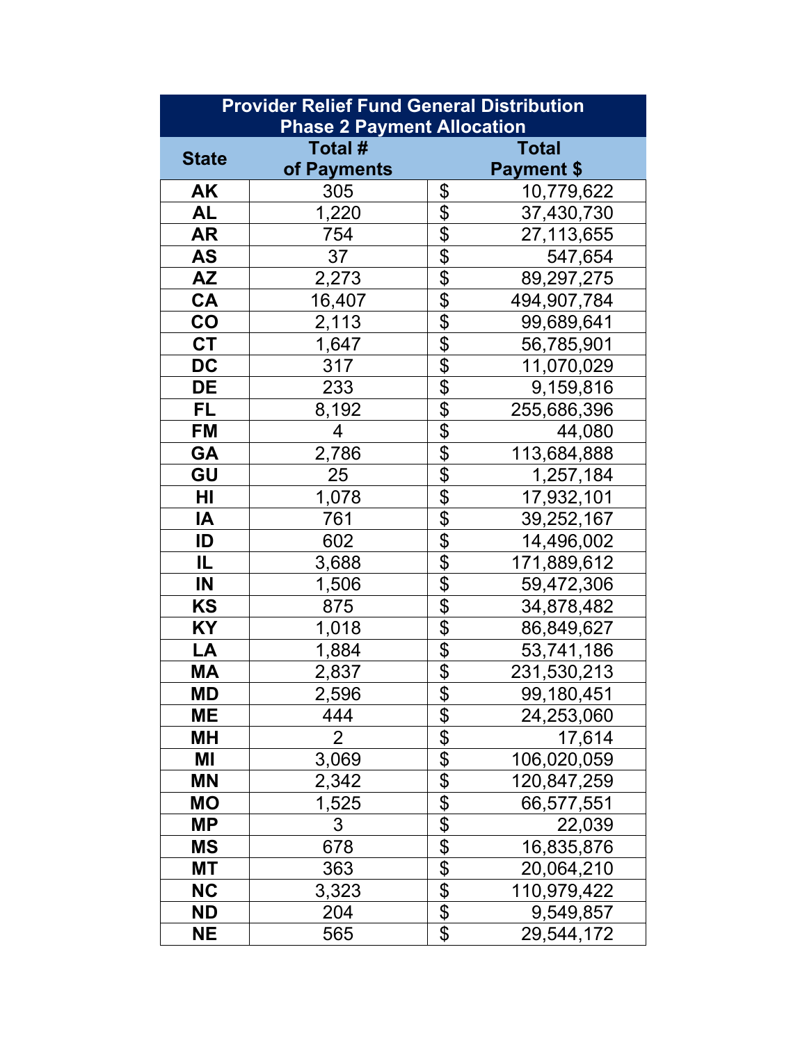| Provider Relief Fund General Distribution Phase 2 Payment Allocation | | |
|---|---|---|
| **State** | **Total # of Payments** | **Total Payment $** |
| **AK** | 305 | $ 10,779,622 |
| **AL** | 1,220 | $ 37,430,730 |
| **AR** | 754 | $ 27,113,655 |
| **AS** | 37 | $ 547,654 |
| **AZ** | 2,273 | $ 89,297,275 |
| **CA** | 16,407 | $ 494,907,784 |
| **CO** | 2,113 | $ 99,689,641 |
| **CT** | 1,647 | $ 56,785,901 |
| **DC** | 317 | $ 11,070,029 |
| **DE** | 233 | $ 9,159,816 |
| **FL** | 8,192 | $ 255,686,396 |
| **FM** | 4 | $ 44,080 |
| **GA** | 2,786 | $ 113,684,888 |
| **GU** | 25 | $ 1,257,184 |
| **HI** | 1,078 | $ 17,932,101 |
| **IA** | 761 | $ 39,252,167 |
| **ID** | 602 | $ 14,496,002 |
| **IL** | 3,688 | $ 171,889,612 |
| **IN** | 1,506 | $ 59,472,306 |
| **KS** | 875 | $ 34,878,482 |
| **KY** | 1,018 | $ 86,849,627 |
| **LA** | 1,884 | $ 53,741,186 |
| **MA** | 2,837 | $ 231,530,213 |
| **MD** | 2,596 | $ 99,180,451 |
| **ME** | 444 | $ 24,253,060 |
| **MH** | 2 | $ 17,614 |
| **MI** | 3,069 | $ 106,020,059 |
| **MN** | 2,342 | $ 120,847,259 |
| **MO** | 1,525 | $ 66,577,551 |
| **MP** | 3 | $ 22,039 |
| **MS** | 678 | $ 16,835,876 |
| **MT** | 363 | $ 20,064,210 |
| **NC** | 3,323 | $ 110,979,422 |
| **ND** | 204 | $ 9,549,857 |
| **NE** | 565 | $ 29,544,172 |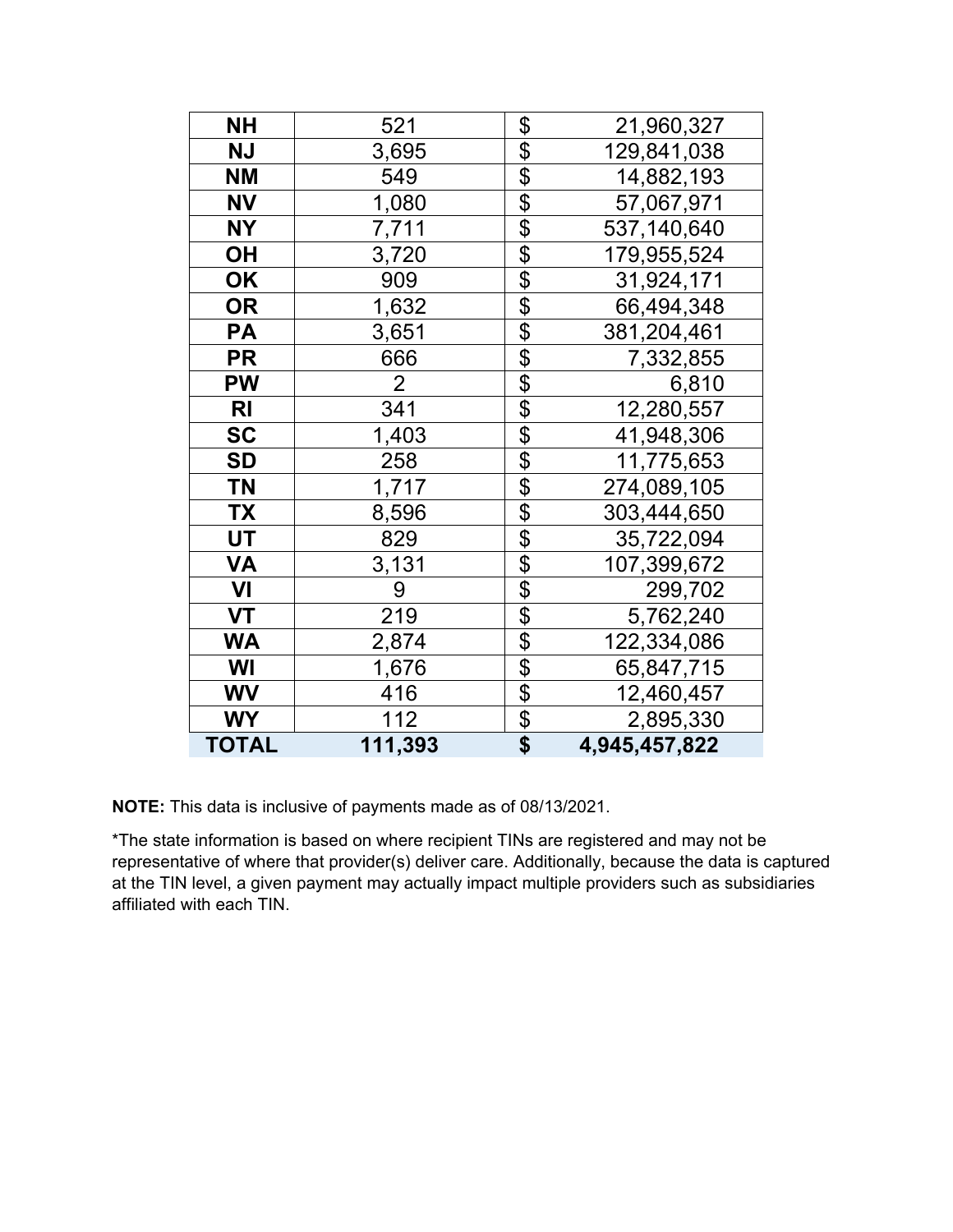| | | | |
|---|---|---|---|
| NH | 521 | $ | 21,960,327 |
| NJ | 3,695 | $ | 129,841,038 |
| NM | 549 | $ | 14,882,193 |
| NV | 1,080 | $ | 57,067,971 |
| NY | 7,711 | $ | 537,140,640 |
| OH | 3,720 | $ | 179,955,524 |
| OK | 909 | $ | 31,924,171 |
| OR | 1,632 | $ | 66,494,348 |
| PA | 3,651 | $ | 381,204,461 |
| PR | 666 | $ | 7,332,855 |
| PW | 2 | $ | 6,810 |
| RI | 341 | $ | 12,280,557 |
| SC | 1,403 | $ | 41,948,306 |
| SD | 258 | $ | 11,775,653 |
| TN | 1,717 | $ | 274,089,105 |
| TX | 8,596 | $ | 303,444,650 |
| UT | 829 | $ | 35,722,094 |
| VA | 3,131 | $ | 107,399,672 |
| VI | 9 | $ | 299,702 |
| VT | 219 | $ | 5,762,240 |
| WA | 2,874 | $ | 122,334,086 |
| WI | 1,676 | $ | 65,847,715 |
| WV | 416 | $ | 12,460,457 |
| WY | 112 | $ | 2,895,330 |
| **TOTAL** | **111,393** | **$** | **4,945,457,822** |

**NOTE:** This data is inclusive of payments made as of 08/13/2021.

*The state information is based on where recipient TINs are registered and may not be representative of where that provider(s) deliver care. Additionally, because the data is captured at the TIN level, a given payment may actually impact multiple providers such as subsidiaries affiliated with each TIN.